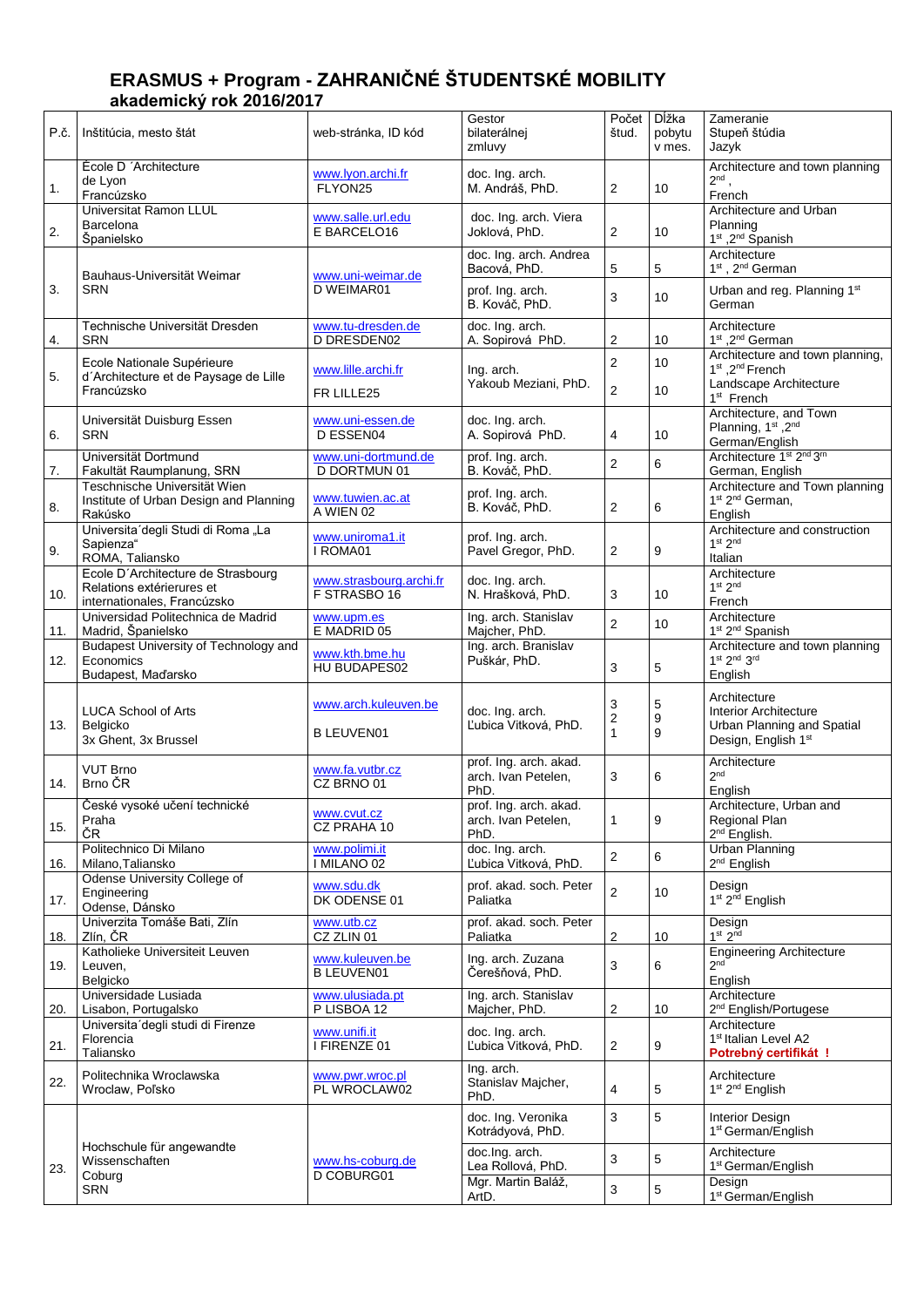# ERASMUS + Program - ZAHRANIČNÉ ŠTUDENTSKÉ MOBILITY

## akademický rok 2016/2017

| P.č. | Inštitúcia, mesto štát | web-stránka, ID kód | Gestor bilaterálnej zmluvy | Počet štud. | Dĺžka pobytu v mes. | Zameranie Stupeň štúdia Jazyk |
|---|---|---|---|---|---|---|
| 1. | École D ´Architecture de Lyon Francúzsko | www.lyon.archi.fr FLYON25 | doc. Ing. arch. M. Andráš, PhD. | 2 | 10 | Architecture and town planning 2nd , French |
| 2. | Universitat Ramon LLUL Barcelona Španielsko | www.salle.url.edu E BARCELO16 | doc. Ing. arch. Viera Joklová, PhD. | 2 | 10 | Architecture and Urban Planning 1st ,2nd Spanish |
| 3. | Bauhaus-Universität Weimar SRN | www.uni-weimar.de D WEIMAR01 | doc. Ing. arch. Andrea Bacová, PhD. | 5 | 5 | Architecture 1st , 2nd German |
| | | | prof. Ing. arch. B. Kováč, PhD. | 3 | 10 | Urban and reg. Planning 1st German |
| 4. | Technische Universität Dresden SRN | www.tu-dresden.de D DRESDEN02 | doc. Ing. arch. A. Sopirová PhD. | 2 | 10 | Architecture 1st ,2nd German |
| 5. | Ecole Nationale Supérieure d´Architecture et de Paysage de Lille Francúzsko | www.lille.archi.fr FR LILLE25 | Ing. arch. Yakoub Meziani, PhD. | 2 | 10 | Architecture and town planning, 1st ,2nd French |
| | | | | 2 | 10 | Landscape Architecture 1st French |
| 6. | Universität Duisburg Essen SRN | www.uni-essen.de D ESSEN04 | doc. Ing. arch. A. Sopirová PhD. | 4 | 10 | Architecture, and Town Planning, 1st ,2nd German/English |
| 7. | Universität Dortmund Fakultät Raumplanung, SRN | www.uni-dortmund.de D DORTMUN 01 | prof. Ing. arch. B. Kováč, PhD. | 2 | 6 | Architecture 1st 2nd 3rn German, English |
| 8. | Teschnische Universität Wien Institute of Urban Design and Planning Rakúsko | www.tuwien.ac.at A WIEN 02 | prof. Ing. arch. B. Kováč, PhD. | 2 | 6 | Architecture and Town planning 1st 2nd German, English |
| 9. | Universita´degli Studi di Roma „La Sapienza" ROMA, Taliansko | www.uniroma1.it I ROMA01 | prof. Ing. arch. Pavel Gregor, PhD. | 2 | 9 | Architecture and construction 1st 2nd Italian |
| 10. | Ecole D´Architecture de Strasbourg Relations extérierures et internationales, Francúzsko | www.strasbourg.archi.fr F STRASBO 16 | doc. Ing. arch. N. Hrašková, PhD. | 3 | 10 | Architecture 1st 2nd French |
| 11. | Universidad Politechnica de Madrid Madrid, Španielsko | www.upm.es E MADRID 05 | Ing. arch. Stanislav Majcher, PhD. | 2 | 10 | Architecture 1st 2nd Spanish |
| 12. | Budapest University of Technology and Economics Budapest, Maďarsko | www.kth.bme.hu HU BUDAPES02 | Ing. arch. Branislav Puškár, PhD. | 3 | 5 | Architecture and town planning 1st 2nd 3rd English |
| 13. | LUCA School of Arts Belgicko 3x Ghent, 3x Brussel | www.arch.kuleuven.be B LEUVEN01 | doc. Ing. arch. Ľubica Vitková, PhD. | 3 2 1 | 5 9 9 | Architecture Interior Architecture Urban Planning and Spatial Design, English 1st |
| 14. | VUT Brno Brno ČR | www.fa.vutbr.cz CZ BRNO 01 | prof. Ing. arch. akad. arch. Ivan Petelen, PhD. | 3 | 6 | Architecture 2nd English |
| 15. | České vysoké učení technické Praha ČR | www.cvut.cz CZ PRAHA 10 | prof. Ing. arch. akad. arch. Ivan Petelen, PhD. | 1 | 9 | Architecture, Urban and Regional Plan 2nd English. |
| 16. | Politechnico Di Milano Milano,Taliansko | www.polimi.it I MILANO 02 | doc. Ing. arch. Ľubica Vitková, PhD. | 2 | 6 | Urban Planning 2nd English |
| 17. | Odense University College of Engineering Odense, Dánsko | www.sdu.dk DK ODENSE 01 | prof. akad. soch. Peter Paliatka | 2 | 10 | Design 1st 2nd English |
| 18. | Univerzita Tomáše Bati, Zlín Zlín, ČR | www.utb.cz CZ ZLIN 01 | prof. akad. soch. Peter Paliatka | 2 | 10 | Design 1st 2nd |
| 19. | Katholieke Universiteit Leuven Leuven, Belgicko | www.kuleuven.be B LEUVEN01 | Ing. arch. Zuzana Čerešňová, PhD. | 3 | 6 | Engineering Architecture 2nd English |
| 20. | Universidade Lusiada Lisabon, Portugalsko | www.ulusiada.pt P LISBOA 12 | Ing. arch. Stanislav Majcher, PhD. | 2 | 10 | Architecture 2nd English/Portugese |
| 21. | Universita´degli studi di Firenze Florencia Taliansko | www.unifi.it I FIRENZE 01 | doc. Ing. arch. Ľubica Vitková, PhD. | 2 | 9 | Architecture 1st Italian Level A2 **Potrebný certifikát !** |
| 22. | Politechnika Wroclawska Wroclaw, Poľsko | www.pwr.wroc.pl PL WROCLAW02 | Ing. arch. Stanislav Majcher, PhD. | 4 | 5 | Architecture 1st 2nd English |
| 23. | Hochschule für angewandte Wissenschaften Coburg SRN | www.hs-coburg.de D COBURG01 | doc. Ing. Veronika Kotrádyová, PhD. | 3 | 5 | Interior Design 1st German/English |
| | | | doc.Ing. arch. Lea Rollová, PhD. | 3 | 5 | Architecture 1st German/English |
| | | | Mgr. Martin Baláž, ArtD. | 3 | 5 | Design 1st German/English |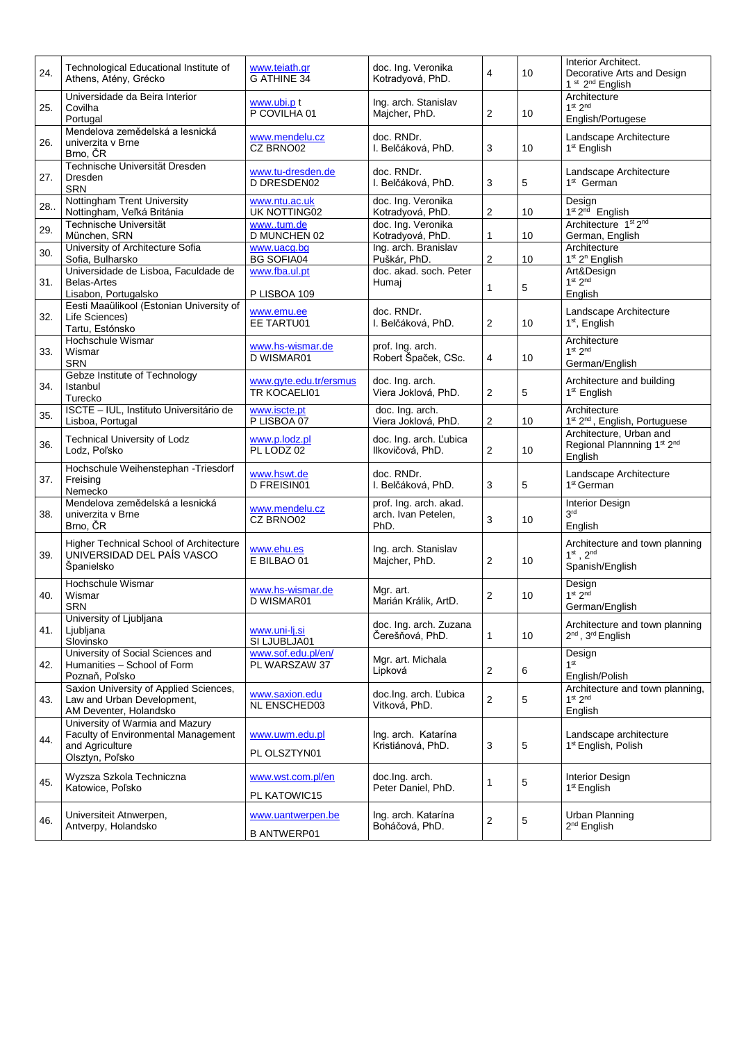| | | | | | | |
|---|---|---|---|---|---|---|
| 24. | Technological Educational Institute of Athens, Atény, Grécko | www.teiath.gr G ATHINE 34 | doc. Ing. Veronika Kotradyová, PhD. | 4 | 10 | Interior Architect. Decorative Arts and Design 1 st 2nd English |
| 25. | Universidade da Beira Interior Covilha Portugal | www.ubi.p t P COVILHA 01 | Ing. arch. Stanislav Majcher, PhD. | 2 | 10 | Architecture 1st 2nd English/Portugese |
| 26. | Mendelova zemědelská a lesnická univerzita v Brne Brno, ČR | www.mendelu.cz CZ BRNO02 | doc. RNDr. I. Belčáková, PhD. | 3 | 10 | Landscape Architecture 1st English |
| 27. | Technische Universität Dresden Dresden SRN | www.tu-dresden.de D DRESDEN02 | doc. RNDr. I. Belčáková, PhD. | 3 | 5 | Landscape Architecture 1st German |
| 28.. | Nottingham Trent University Nottingham, Veľká Británia | www.ntu.ac.uk UK NOTTING02 | doc. Ing. Veronika Kotradyová, PhD. | 2 | 10 | Design 1st 2nd English |
| 29. | Technische Universität München, SRN | www..tum.de D MUNCHEN 02 | doc. Ing. Veronika Kotradyová, PhD. | 1 | 10 | Architecture 1st 2nd German, English |
| 30. | University of Architecture Sofia Sofia, Bulharsko | www.uacg.bg BG SOFIA04 | Ing. arch. Branislav Puškár, PhD. | 2 | 10 | Architecture 1st 2n English |
| 31. | Universidade de Lisboa, Faculdade de Belas-Artes Lisabon, Portugalsko | www.fba.ul.pt P LISBOA 109 | doc. akad. soch. Peter Humaj | 1 | 5 | Art&Design 1st 2nd English |
| 32. | Eesti Maaülikool (Estonian University of Life Sciences) Tartu, Estónsko | www.emu.ee EE TARTU01 | doc. RNDr. I. Belčáková, PhD. | 2 | 10 | Landscape Architecture 1st, English |
| 33. | Hochschule Wismar Wismar SRN | www.hs-wismar.de D WISMAR01 | prof. Ing. arch. Robert Špaček, CSc. | 4 | 10 | Architecture 1st 2nd German/English |
| 34. | Gebze Institute of Technology Istanbul Turecko | www.gyte.edu.tr/ersmus TR KOCAELI01 | doc. Ing. arch. Viera Joklová, PhD. | 2 | 5 | Architecture and building 1st English |
| 35. | ISCTE – IUL, Instituto Universitário de Lisboa, Portugal | www.iscte.pt P LISBOA 07 | doc. Ing. arch. Viera Joklová, PhD. | 2 | 10 | Architecture 1st 2nd, English, Portuguese |
| 36. | Technical University of Lodz Lodz, Poľsko | www.p.lodz.pl PL LODZ 02 | doc. Ing. arch. Ľubica Ilkovičová, PhD. | 2 | 10 | Architecture, Urban and Regional Plannning 1st 2nd English |
| 37. | Hochschule Weihenstephan -Triesdorf Freising Nemecko | www.hswt.de D FREISIN01 | doc. RNDr. I. Belčáková, PhD. | 3 | 5 | Landscape Architecture 1st German |
| 38. | Mendelova zemědelská a lesnická univerzita v Brne Brno, ČR | www.mendelu.cz CZ BRNO02 | prof. Ing. arch. akad. arch. Ivan Petelen, PhD. | 3 | 10 | Interior Design 3rd English |
| 39. | Higher Technical School of Architecture UNIVERSIDAD DEL PAÍS VASCO Španielsko | www.ehu.es E BILBAO 01 | Ing. arch. Stanislav Majcher, PhD. | 2 | 10 | Architecture and town planning 1st, 2nd Spanish/English |
| 40. | Hochschule Wismar Wismar SRN | www.hs-wismar.de D WISMAR01 | Mgr. art. Marián Králik, ArtD. | 2 | 10 | Design 1st 2nd German/English |
| 41. | University of Ljubljana Ljubljana Slovinsko | www.uni-lj.si SI LJUBLJA01 | doc. Ing. arch. Zuzana Čerešňová, PhD. | 1 | 10 | Architecture and town planning 2nd, 3rd English |
| 42. | University of Social Sciences and Humanities – School of Form Poznaň, Poľsko | www.sof.edu.pl/en/ PL WARSZAW 37 | Mgr. art. Michala Lipková | 2 | 6 | Design 1st English/Polish |
| 43. | Saxion University of Applied Sciences, Law and Urban Development, AM Deventer, Holandsko | www.saxion.edu NL ENSCHED03 | doc.Ing. arch. Ľubica Vitková, PhD. | 2 | 5 | Architecture and town planning, 1st 2nd English |
| 44. | University of Warmia and Mazury Faculty of Environmental Management and Agriculture Olsztyn, Poľsko | www.uwm.edu.pl PL OLSZTYN01 | Ing. arch. Katarína Kristiánová, PhD. | 3 | 5 | Landscape architecture 1st English, Polish |
| 45. | Wyzsza Szkola Techniczna Katowice, Poľsko | www.wst.com.pl/en PL KATOWIC15 | doc.Ing. arch. Peter Daniel, PhD. | 1 | 5 | Interior Design 1st English |
| 46. | Universiteit Atnwerpen, Antverpy, Holandsko | www.uantwerpen.be B ANTWERP01 | Ing. arch. Katarína Boháčová, PhD. | 2 | 5 | Urban Planning 2nd English |